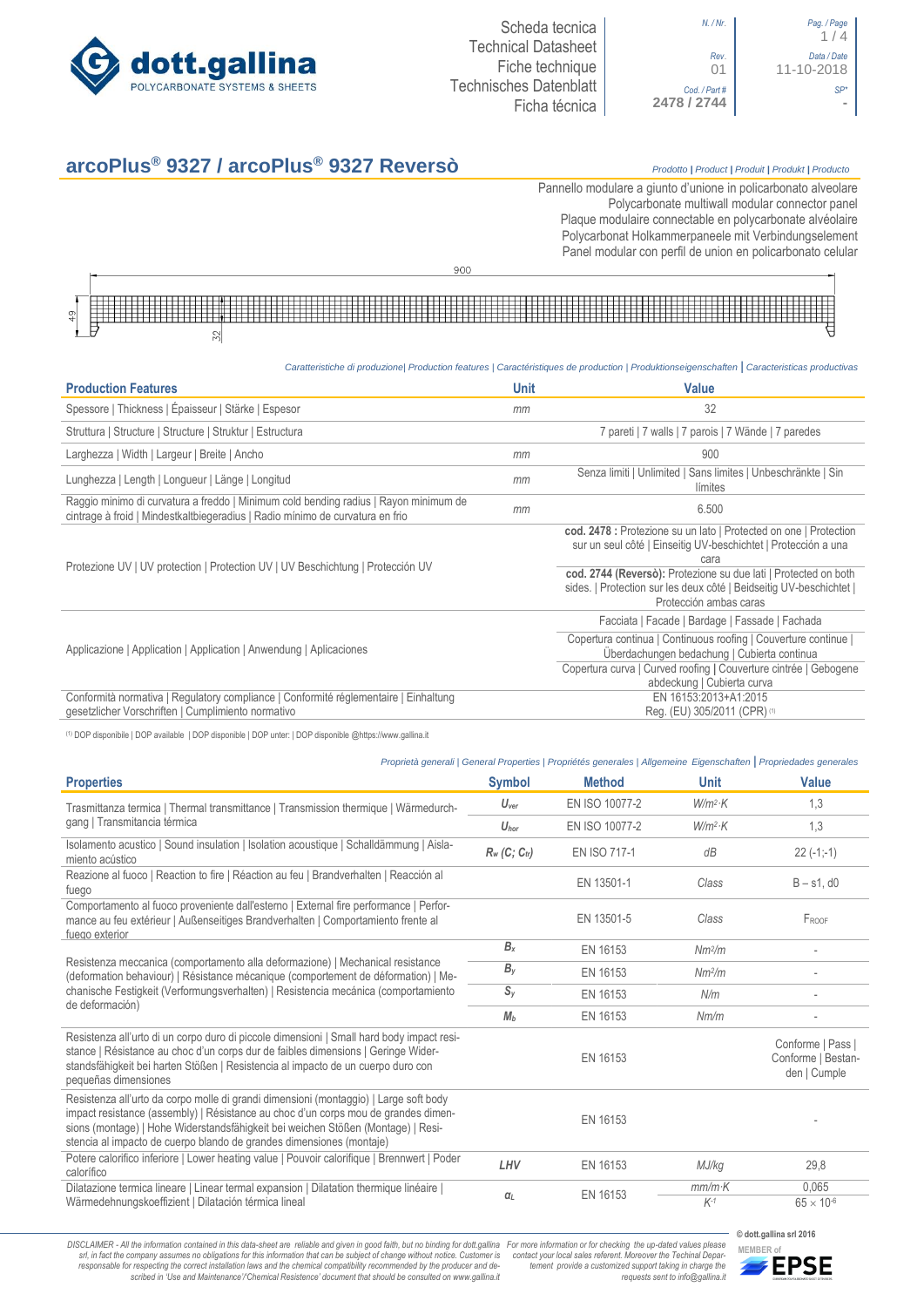dott.gallina
POLYCARBONATE SYSTEMS & SHEETS

Scheda tecnica
Technical Datasheet
Fiche technique
Technisches Datenblatt
Ficha técnica

| N. / Nr. | Pag. / Page |
|---|---|
| | 1 / 4 |
| Rev. 01 | Data / Date 11-10-2018 |
| Cod. / Part # 2478 / 2744 | SP* - |

# arcoPlus® 9327 / arcoPlus® 9327 Reversò

*Prodotto | Product | Produit | Produkt | Producto*

Pannello modulare a giunto d'unione in policarbonato alveolare
Polycarbonate multiwall modular connector panel
Plaque modulaire connectable en polycarbonate alvéolaire
Polycarbonat Holkammerpaneele mit Verbindungselement
Panel modular con perfil de union en policarbonato celular

900
49
32

*Caratteristiche di produzione| Production features | Caractéristiques de production | Produktionseigenschaften | Caracteristicas productivas*

| Production Features | Unit | Value |
|---|---|---|
| Spessore \| Thickness \| Épaisseur \| Stärke \| Espesor | mm | 32 |
| Struttura \| Structure \| Structure \| Struktur \| Estructura | | 7 pareti \| 7 walls \| 7 parois \| 7 Wände \| 7 paredes |
| Larghezza \| Width \| Largeur \| Breite \| Ancho | mm | 900 |
| Lunghezza \| Length \| Longueur \| Länge \| Longitud | mm | Senza limiti \| Unlimited \| Sans limites \| Unbeschränkte \| Sin límites |
| Raggio minimo di curvatura a freddo \| Minimum cold bending radius \| Rayon minimum de cintrage à froid \| Mindestkaltbiegeradius \| Radio mínimo de curvatura en frio | mm | 6.500 |
| Protezione UV \| UV protection \| Protection UV \| UV Beschichtung \| Protección UV | | **cod. 2478 :** Protezione su un lato \| Protected on one \| Protection sur un seul côté \| Einseitig UV-beschichtet \| Protección a una cara |
| | | **cod. 2744 (Reversò):** Protezione su due lati \| Protected on both sides. \| Protection sur les deux côté \| Beidseitig UV-beschichtet \| Protección ambas caras |
| Applicazione \| Application \| Application \| Anwendung \| Aplicaciones | | Facciata \| Facade \| Bardage \| Fassade \| Fachada |
| | | Copertura continua \| Continuous roofing \| Couverture continue \| Überdachungen bedachung \| Cubierta continua |
| | | Copertura curva \| Curved roofing \| Couverture cintrée \| Gebogene abdeckung \| Cubierta curva |
| Conformità normativa \| Regulatory compliance \| Conformité réglementaire \| Einhaltung gesetzlicher Vorschriften \| Cumplimiento normativo | | EN 16153:2013+A1:2015 Reg. (EU) 305/2011 (CPR) [1] |

[1] DOP disponibile | DOP available | DOP disponible | DOP unter: | DOP disponible @https://www.gallina.it

*Proprietà generali | General Properties | Propriétés generales | Allgemeine Eigenschaften | Propriedades generales*

| Properties | Symbol | Method | Unit | Value |
|---|---|---|---|---|
| Trasmittanza termica \| Thermal transmittance \| Transmission thermique \| Wärmedurchgang \| Transmitancia térmica | $U_{ver}$ | EN ISO 10077-2 | $W/m^2{\cdot}K$ | 1,3 |
| | $U_{hor}$ | EN ISO 10077-2 | $W/m^2{\cdot}K$ | 1,3 |
| Isolamento acustico \| Sound insulation \| Isolation acoustique \| Schalldämmung \| Aislamiento acústico | $R_w$ $(C; C_{tr})$ | EN ISO 717-1 | dB | 22 (-1;-1) |
| Reazione al fuoco \| Reaction to fire \| Réaction au feu \| Brandverhalten \| Reacción al fuego | | EN 13501-1 | Class | B – s1, d0 |
| Comportamento al fuoco proveniente dall'esterno \| External fire performance \| Performance au feu extérieur \| Außenseitiges Brandverhalten \| Comportamiento frente al fuego exterior | | EN 13501-5 | Class | $F_{ROOF}$ |
| Resistenza meccanica (comportamento alla deformazione) \| Mechanical resistance (deformation behaviour) \| Résistance mécanique (comportement de déformation) \| Mechanische Festigkeit (Verformungsverhalten) \| Resistencia mecánica (comportamiento de deformación) | $B_x$ | EN 16153 | $Nm^2/m$ | - |
| | $B_y$ | EN 16153 | $Nm^2/m$ | - |
| | $S_y$ | EN 16153 | N/m | - |
| | $M_b$ | EN 16153 | Nm/m | - |
| Resistenza all'urto di un corpo duro di piccole dimensioni \| Small hard body impact resistance \| Résistance au choc d'un corps dur de faibles dimensions \| Geringe Widerstandsfähigkeit bei harten Stößen \| Resistencia al impacto de un cuerpo duro con pequeñas dimensiones | | EN 16153 | | Conforme \| Pass \| Conforme \| Bestanden \| Cumple |
| Resistenza all'urto da corpo molle di grandi dimensioni (montaggio) \| Large soft body impact resistance (assembly) \| Résistance au choc d'un corps mou de grandes dimensions (montage) \| Hohe Widerstandsfähigkeit bei weichen Stößen (Montage) \| Resistencia al impacto de cuerpo blando de grandes dimensiones (montaje) | | EN 16153 | | - |
| Potere calorifico inferiore \| Lower heating value \| Pouvoir calorifique \| Brennwert \| Poder calorifico | LHV | EN 16153 | MJ/kg | 29,8 |
| Dilatazione termica lineare \| Linear termal expansion \| Dilatation thermique linéaire \| Wärmedehnungskoeffizient \| Dilatación térmica lineal | $\alpha_L$ | EN 16153 | $mm/m{\cdot}K$ | 0,065 |
| | | | $K^{-1}$ | $65 \times 10^{-6}$ |

*DISCLAIMER - All the information contained in this data-sheet are reliable and given in good faith, but no binding for dott.gallina srl, in fact the company assumes no obligations for this information that can be subject of change without notice. Customer is responsible for respecting the correct installation laws and the chemical compatibility recommended by the producer and described in 'Use and Maintenance'/'Chemical Resistence' document that should be consulted on www.gallina.it For more information or for checking the up-dated values please contact your local sales referent. Moreover the Techinal Department provide a customized support taking in charge the requests sent to info@gallina.it*

© dott.gallina srl 2016

MEMBER of EPSE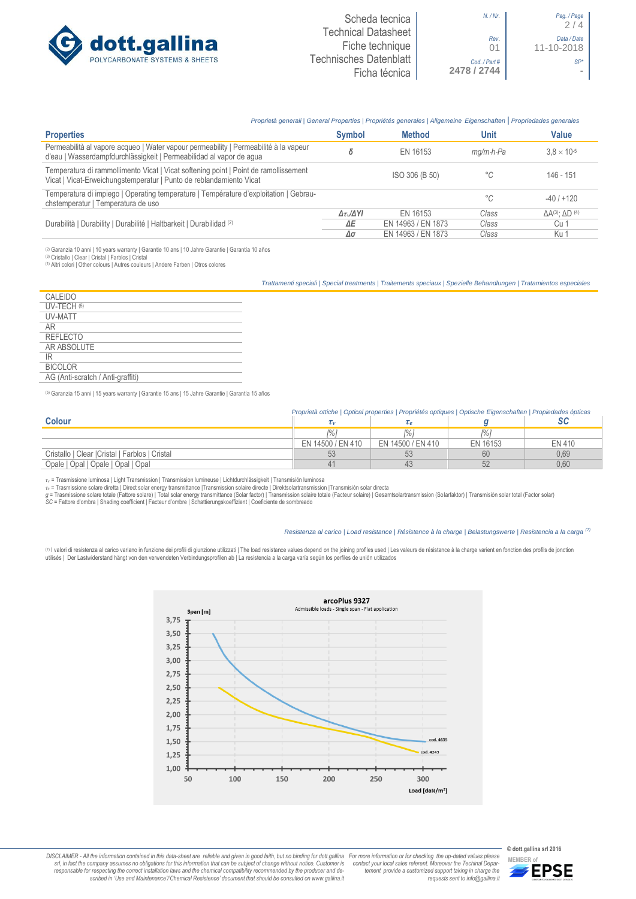*Proprietà generali | General Properties | Propriétés generales | Allgemeine Eigenschaften | Propiedades generales*

| Properties | Symbol | Method | Unit | Value |
|---|---|---|---|---|
| Permeabilità al vapore acqueo \| Water vapour permeability \| Permeabilité à la vapeur d'eau \| Wasserdampfdurchlässigkeit \| Permeabilidad al vapor de agua | $\delta$ | EN 16153 | mg/m·h·Pa | $3,8 \times 10^{-5}$ |
| Temperatura di rammollimento Vicat \| Vicat softening point \| Point de ramollissement Vicat \| Vicat-Erweichungstemperatur \| Punto de reblandamiento Vicat | | ISO 306 (B 50) | °C | 146 - 151 |
| Temperatura di impiego \| Operating temperature \| Température d'exploitation \| Gebrauchstemperatur \| Temperatura de uso | | | °C | -40 / +120 |
| Durabilità \| Durability \| Durabilité \| Haltbarkeit \| Durabilidad [2] | $\Delta\tau_v/\Delta YI$ | EN 16153 | Class | $\Delta A^{(3)}$; $\Delta D^{(4)}$ |
| | $\Delta E$ | EN 14963 / EN 1873 | Class | Cu 1 |
| | $\Delta\sigma$ | EN 14963 / EN 1873 | Class | Ku 1 |

[2] Garanzia 10 anni | 10 years warranty | Garantie 10 ans | 10 Jahre Garantie | Garantía 10 años
[3] Cristallo | Clear | Cristal | Farblos | Cristal
[4] Altri colori | Other colours | Autres couleurs | Andere Farben | Otros colores

*Trattamenti speciali | Special treatments | Traitements speciaux | Spezielle Behandlungen | Tratamientos especiales*

| |
|---|
| CALEIDO |
| UV-TECH [5] |
| UV-MATT |
| AR |
| REFLECTO |
| AR ABSOLUTE |
| IR |
| BICOLOR |
| AG (Anti-scratch / Anti-graffiti) |

[5] Garanzia 15 anni | 15 years warranty | Garantie 15 ans | 15 Jahre Garantie | Garantía 15 años

*Proprietà ottiche | Optical properties | Propriétés optiques | Optische Eigenschaften | Propiedades ópticas*

| Colour | $\tau_v$ | $\tau_e$ | g | SC |
|---|---|---|---|---|
| | [%] | [%] | [%] | |
| | EN 14500 / EN 410 | EN 14500 / EN 410 | EN 16153 | EN 410 |
| Cristallo \| Clear \|Cristal \| Farblos \| Cristal | 53 | 53 | 60 | 0,69 |
| Opale \| Opal \| Opale \| Opal \| Opal | 41 | 43 | 52 | 0,60 |

$\tau_v$ = Trasmissione luminosa | Light Transmission | Transmission lumineuse | Lichtdurchlässigkeit | Transmisión luminosa
$\tau_e$ = Trasmissione solare diretta | Direct solar energy transmittance |Transmission solaire directe | Direktsolartransmission |Transmisión solar directa
g = Trasmissione solare totale (Fattore solare) | Total solar energy transmittance (Solar factor) | Transmission solaire totale (Facteur solaire) | Gesamtsolartransmission (Solarfaktor) | Transmisión solar total (Factor solar)
SC = Fattore d'ombra | Shading coefficient | Facteur d'ombre | Schattierungskoeffizient | Coeficiente de sombreado

*Resistenza al carico | Load resistance | Résistence à la charge | Belastungswerte | Resistencia a la carga [7]*

[7] I valori di resistenza al carico variano in funzione dei profili di giunzione utilizzati | The load resistance values depend on the joining profiles used | Les valeurs de résistance à la charge varient en fonction des profils de jonction utilisés | Der Lastwiderstand hängt von den verwendeten Verbindungsprofilen ab | La resistencia a la carga varía según los perfiles de unión utilizados

**arcoPlus 9327**
Admissible loads - Single span - Flat application

Span [m] (1,00 – 3,75); Load [daN/m²] (50 – 300); cod. 4635; cod. 4243

DISCLAIMER - All the information contained in this data-sheet are reliable and given in good faith, but no binding for dott.gallina srl, in fact the company assumes no obligations for this information that can be subject of change without notice. Customer is responsible for respecting the correct installation laws and the chemical compatibility recommended by the producer and described in 'Use and Maintenance'/'Chemical Resistence' document that should be consulted on www.gallina.it For more information or for checking the up-dated values please contact your local sales referent. Moreover the Techinal Department provide a customized support taking in charge the requests sent to info@gallina.it

© dott.gallina srl 2016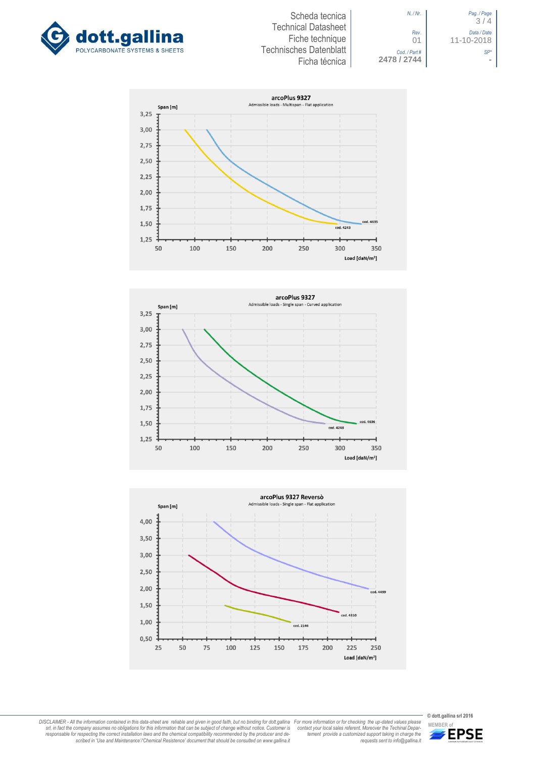## arcoPlus 9327

Admissible loads - Multispan - Flat application

Span [m]

3,25
3,00
2,75
2,50
2,25
2,00
1,75
1,50
1,25

50 100 150 200 250 300 350

Load [daN/m²]

cod. 4635
cod. 4243

## arcoPlus 9327

Admissible loads - Single span - Curved application

Span [m]

3,25
3,00
2,75
2,50
2,25
2,00
1,75
1,50
1,25

50 100 150 200 250 300 350

Load [daN/m²]

cod. 4636
cod. 4248

## arcoPlus 9327 Reversò

Admissible loads - Single span - Flat application

Span [m]

4,00
3,50
3,00
2,50
2,00
1,50
1,00
0,50

25 50 75 100 125 150 175 200 225 250

Load [daN/m²]

cod. 4499
cod. 4310
cod. 2146

*DISCLAIMER - All the information contained in this data-sheet are reliable and given in good faith, but no binding for dott.gallina srl, in fact the company assumes no obligations for this information that can be subject of change without notice. Customer is responsable for respecting the correct installation laws and the chemical compatibility recommended by the producer and described in 'Use and Maintenance'/'Chemical Resistence' document that should be consulted on www.gallina.it For more information or for checking the up-dated values please contact your local sales referent. Moreover the Techinal Department provide a customized support taking in charge the requests sent to info@gallina.it*

© dott.gallina srl 2016

MEMBER of EPSE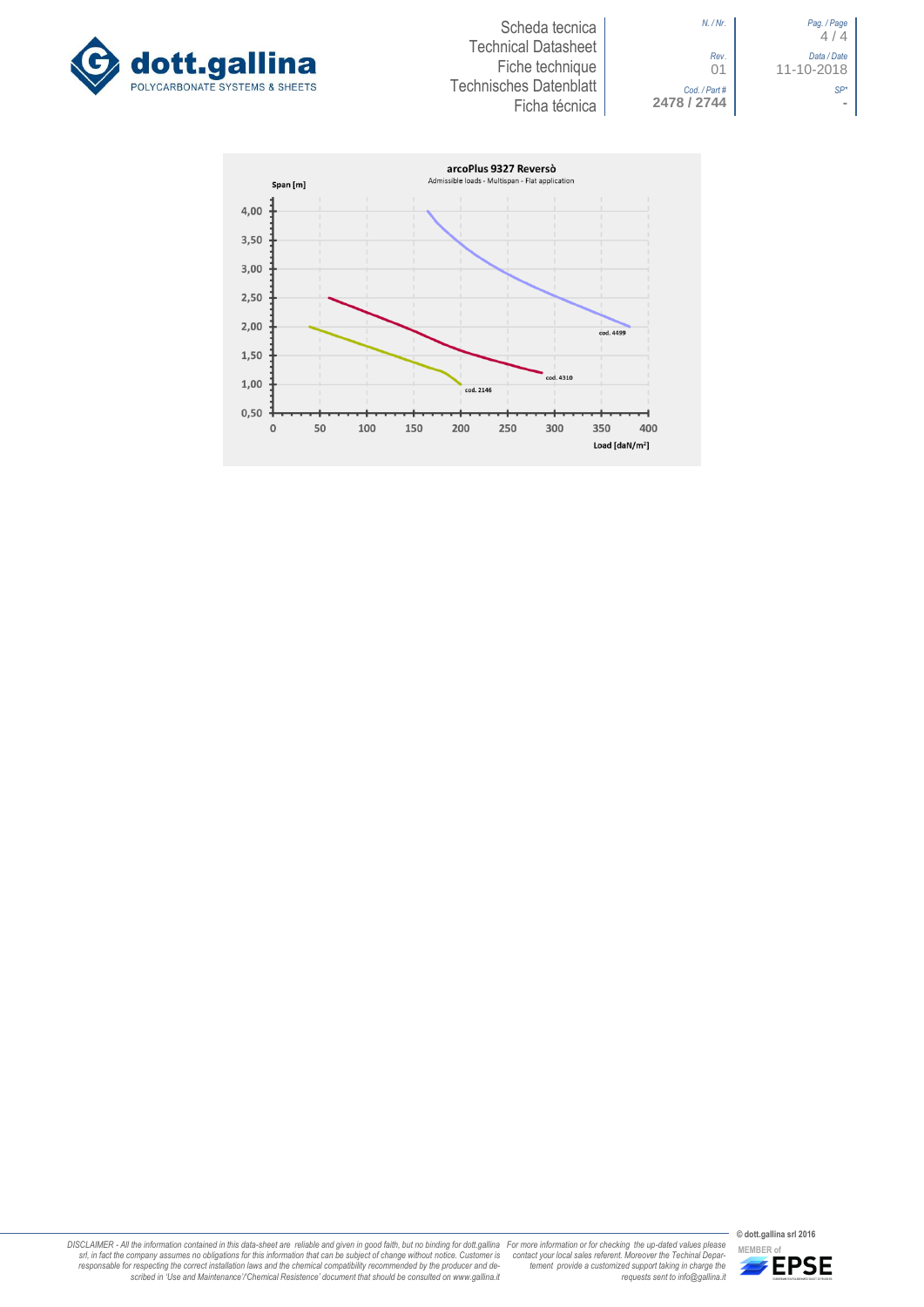arcoPlus 9327 Reversò

Admissible loads - Multispan - Flat application

Span [m]

4,00
3,50
3,00
2,50
2,00
1,50
1,00
0,50

0 50 100 150 200 250 300 350 400

Load [daN/m²]

cod. 4499

cod. 4310

cod. 2146

DISCLAIMER - All the information contained in this data-sheet are reliable and given in good faith, but no binding for dott.gallina srl, in fact the company assumes no obligations for this information that can be subject of change without notice. Customer is responsable for respecting the correct installation laws and the chemical compatibility recommended by the producer and described in 'Use and Maintenance'/'Chemical Resistence' document that should be consulted on www.gallina.it For more information or for checking the up-dated values please contact your local sales referent. Moreover the Techinal Departement provide a customized support taking in charge the requests sent to info@gallina.it

© dott.gallina srl 2016

MEMBER of EPSE